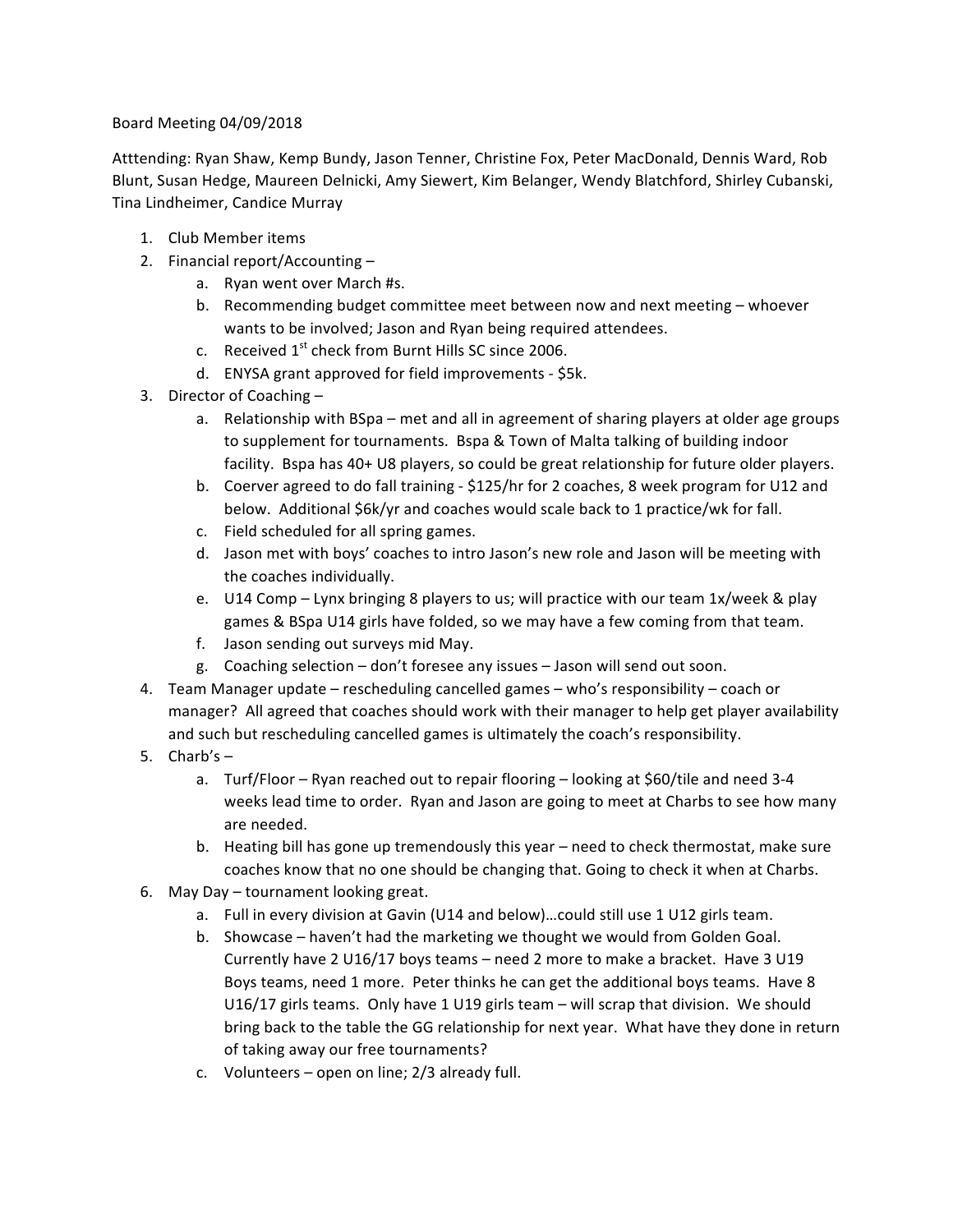Board Meeting 04/09/2018

Atttending: Ryan Shaw, Kemp Bundy, Jason Tenner, Christine Fox, Peter MacDonald, Dennis Ward, Rob Blunt, Susan Hedge, Maureen Delnicki, Amy Siewert, Kim Belanger, Wendy Blatchford, Shirley Cubanski, Tina Lindheimer, Candice Murray

1. Club Member items
2. Financial report/Accounting –
    a. Ryan went over March #s.
    b. Recommending budget committee meet between now and next meeting – whoever wants to be involved; Jason and Ryan being required attendees.
    c. Received 1st check from Burnt Hills SC since 2006.
    d. ENYSA grant approved for field improvements - $5k.
3. Director of Coaching –
    a. Relationship with BSpa – met and all in agreement of sharing players at older age groups to supplement for tournaments. Bspa & Town of Malta talking of building indoor facility. Bspa has 40+ U8 players, so could be great relationship for future older players.
    b. Coerver agreed to do fall training - $125/hr for 2 coaches, 8 week program for U12 and below. Additional $6k/yr and coaches would scale back to 1 practice/wk for fall.
    c. Field scheduled for all spring games.
    d. Jason met with boys' coaches to intro Jason's new role and Jason will be meeting with the coaches individually.
    e. U14 Comp – Lynx bringing 8 players to us; will practice with our team 1x/week & play games & BSpa U14 girls have folded, so we may have a few coming from that team.
    f. Jason sending out surveys mid May.
    g. Coaching selection – don't foresee any issues – Jason will send out soon.
4. Team Manager update – rescheduling cancelled games – who's responsibility – coach or manager? All agreed that coaches should work with their manager to help get player availability and such but rescheduling cancelled games is ultimately the coach's responsibility.
5. Charb's –
    a. Turf/Floor – Ryan reached out to repair flooring – looking at $60/tile and need 3-4 weeks lead time to order. Ryan and Jason are going to meet at Charbs to see how many are needed.
    b. Heating bill has gone up tremendously this year – need to check thermostat, make sure coaches know that no one should be changing that. Going to check it when at Charbs.
6. May Day – tournament looking great.
    a. Full in every division at Gavin (U14 and below)…could still use 1 U12 girls team.
    b. Showcase – haven't had the marketing we thought we would from Golden Goal. Currently have 2 U16/17 boys teams – need 2 more to make a bracket. Have 3 U19 Boys teams, need 1 more. Peter thinks he can get the additional boys teams. Have 8 U16/17 girls teams. Only have 1 U19 girls team – will scrap that division. We should bring back to the table the GG relationship for next year. What have they done in return of taking away our free tournaments?
    c. Volunteers – open on line; 2/3 already full.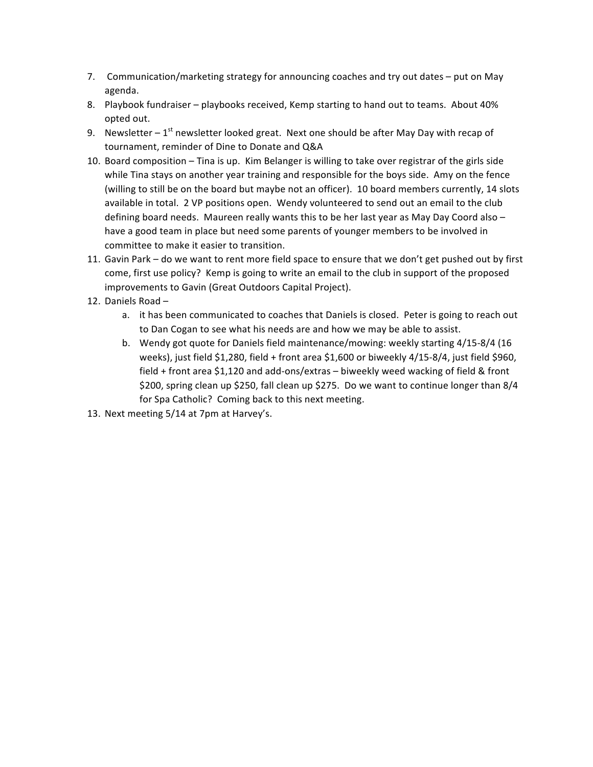7. Communication/marketing strategy for announcing coaches and try out dates – put on May agenda.
8. Playbook fundraiser – playbooks received, Kemp starting to hand out to teams. About 40% opted out.
9. Newsletter – 1st newsletter looked great. Next one should be after May Day with recap of tournament, reminder of Dine to Donate and Q&A
10. Board composition – Tina is up. Kim Belanger is willing to take over registrar of the girls side while Tina stays on another year training and responsible for the boys side. Amy on the fence (willing to still be on the board but maybe not an officer). 10 board members currently, 14 slots available in total. 2 VP positions open. Wendy volunteered to send out an email to the club defining board needs. Maureen really wants this to be her last year as May Day Coord also – have a good team in place but need some parents of younger members to be involved in committee to make it easier to transition.
11. Gavin Park – do we want to rent more field space to ensure that we don't get pushed out by first come, first use policy? Kemp is going to write an email to the club in support of the proposed improvements to Gavin (Great Outdoors Capital Project).
12. Daniels Road –
    a. it has been communicated to coaches that Daniels is closed. Peter is going to reach out to Dan Cogan to see what his needs are and how we may be able to assist.
    b. Wendy got quote for Daniels field maintenance/mowing: weekly starting 4/15-8/4 (16 weeks), just field $1,280, field + front area $1,600 or biweekly 4/15-8/4, just field $960, field + front area $1,120 and add-ons/extras – biweekly weed wacking of field & front $200, spring clean up $250, fall clean up $275. Do we want to continue longer than 8/4 for Spa Catholic? Coming back to this next meeting.
13. Next meeting 5/14 at 7pm at Harvey's.